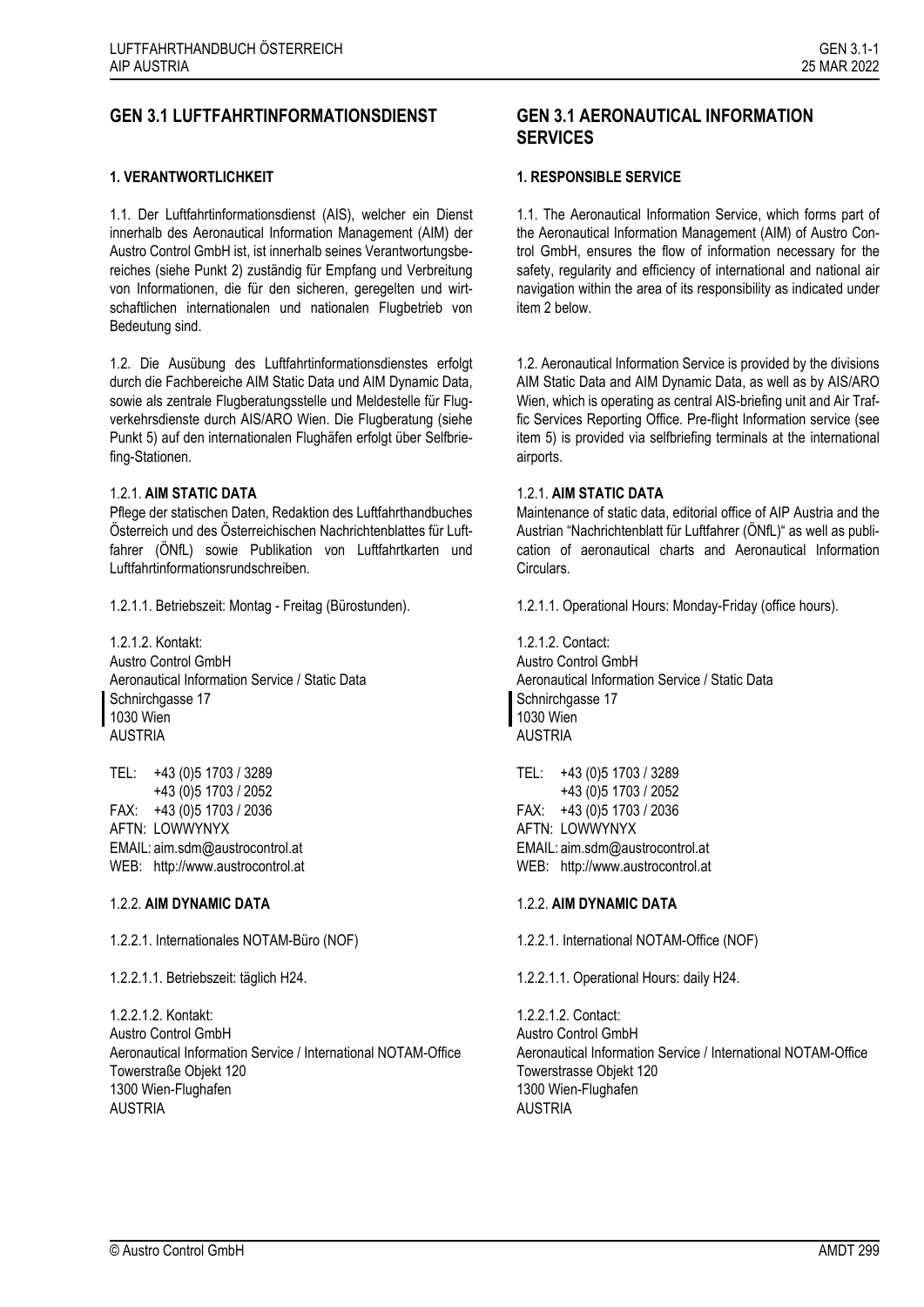## GEN 3.1 LUFTFAHRTINFORMATIONSDIENST

### 1. VERANTWORTLICHKEIT

1.1. Der Luftfahrtinformationsdienst (AIS), welcher ein Dienst innerhalb des Aeronautical Information Management (AIM) der Austro Control GmbH ist, ist innerhalb seines Verantwortungsbereiches (siehe Punkt 2) zuständig für Empfang und Verbreitung von Informationen, die für den sicheren, geregelten und wirtschaftlichen internationalen und nationalen Flugbetrieb von Bedeutung sind.

1.2. Die Ausübung des Luftfahrtinformationsdienstes erfolgt durch die Fachbereiche AIM Static Data und AIM Dynamic Data, sowie als zentrale Flugberatungsstelle und Meldestelle für Flugverkehrsdienste durch AIS/ARO Wien. Die Flugberatung (siehe Punkt 5) auf den internationalen Flughäfen erfolgt über Selfbriefing-Stationen.

1.2.1. **AIM STATIC DATA**
Pflege der statischen Daten, Redaktion des Luftfahrthandbuches Österreich und des Österreichischen Nachrichtenblattes für Luftfahrer (ÖNfL) sowie Publikation von Luftfahrtkarten und Luftfahrtinformationsrundschreiben.

1.2.1.1. Betriebszeit: Montag - Freitag (Bürostunden).

1.2.1.2. Kontakt:
Austro Control GmbH
Aeronautical Information Service / Static Data
Schnirchgasse 17
1030 Wien
AUSTRIA

TEL: +43 (0)5 1703 / 3289
+43 (0)5 1703 / 2052
FAX: +43 (0)5 1703 / 2036
AFTN: LOWWYNYX
EMAIL: aim.sdm@austrocontrol.at
WEB: http://www.austrocontrol.at

1.2.2. **AIM DYNAMIC DATA**

1.2.2.1. Internationales NOTAM-Büro (NOF)

1.2.2.1.1. Betriebszeit: täglich H24.

1.2.2.1.2. Kontakt:
Austro Control GmbH
Aeronautical Information Service / International NOTAM-Office
Towerstraße Objekt 120
1300 Wien-Flughafen
AUSTRIA

## GEN 3.1 AERONAUTICAL INFORMATION SERVICES

### 1. RESPONSIBLE SERVICE

1.1. The Aeronautical Information Service, which forms part of the Aeronautical Information Management (AIM) of Austro Control GmbH, ensures the flow of information necessary for the safety, regularity and efficiency of international and national air navigation within the area of its responsibility as indicated under item 2 below.

1.2. Aeronautical Information Service is provided by the divisions AIM Static Data and AIM Dynamic Data, as well as by AIS/ARO Wien, which is operating as central AIS-briefing unit and Air Traffic Services Reporting Office. Pre-flight Information service (see item 5) is provided via selfbriefing terminals at the international airports.

1.2.1. **AIM STATIC DATA**
Maintenance of static data, editorial office of AIP Austria and the Austrian "Nachrichtenblatt für Luftfahrer (ÖNfL)" as well as publication of aeronautical charts and Aeronautical Information Circulars.

1.2.1.1. Operational Hours: Monday-Friday (office hours).

1.2.1.2. Contact:
Austro Control GmbH
Aeronautical Information Service / Static Data
Schnirchgasse 17
1030 Wien
AUSTRIA

TEL: +43 (0)5 1703 / 3289
+43 (0)5 1703 / 2052
FAX: +43 (0)5 1703 / 2036
AFTN: LOWWYNYX
EMAIL: aim.sdm@austrocontrol.at
WEB: http://www.austrocontrol.at

1.2.2. **AIM DYNAMIC DATA**

1.2.2.1. International NOTAM-Office (NOF)

1.2.2.1.1. Operational Hours: daily H24.

1.2.2.1.2. Contact:
Austro Control GmbH
Aeronautical Information Service / International NOTAM-Office
Towerstrasse Objekt 120
1300 Wien-Flughafen
AUSTRIA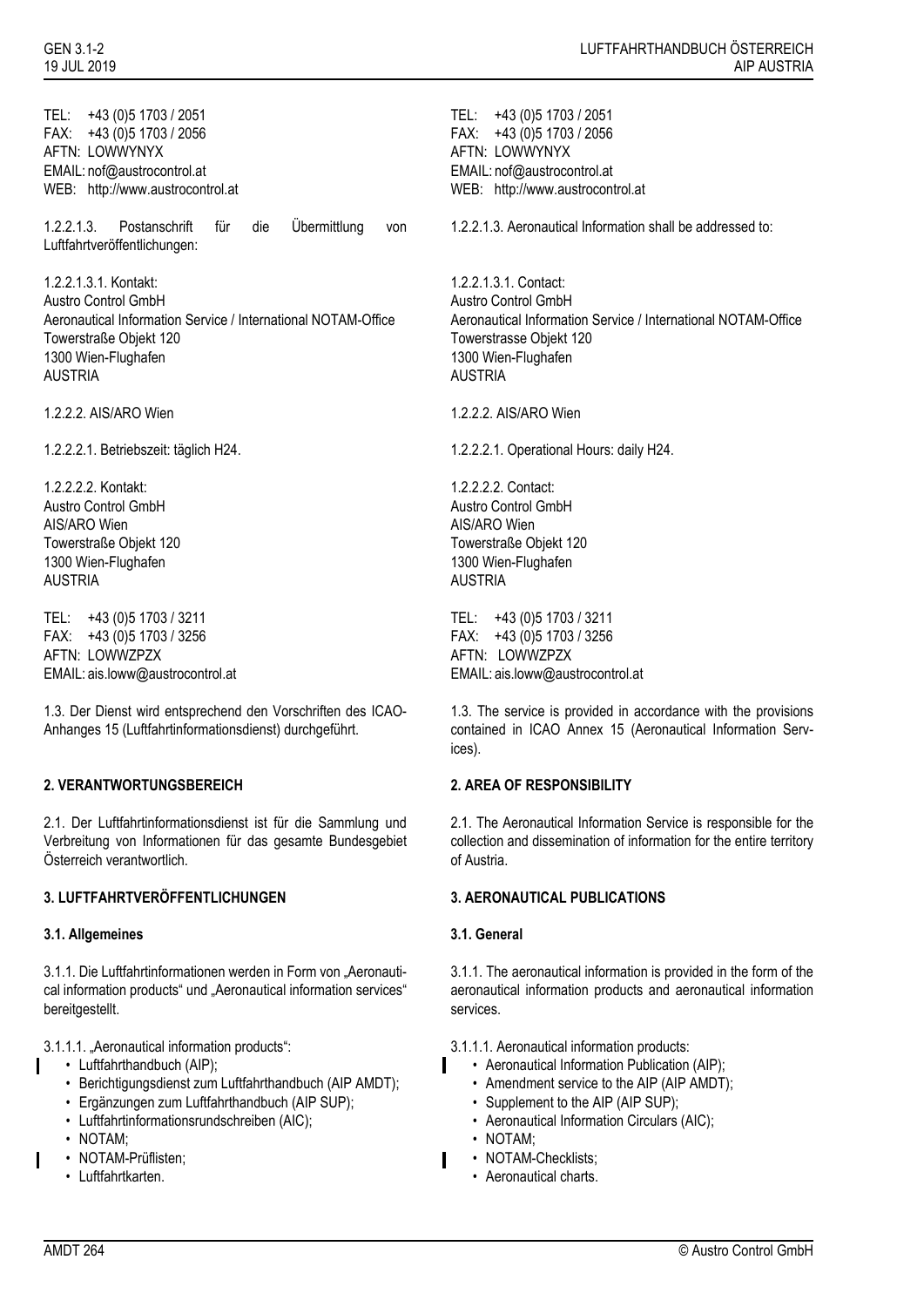TEL: +43 (0)5 1703 / 2051
FAX: +43 (0)5 1703 / 2056
AFTN: LOWWYNYX
EMAIL: nof@austrocontrol.at
WEB: http://www.austrocontrol.at

1.2.2.1.3. Postanschrift für die Übermittlung von Luftfahrtveröffentlichungen:

1.2.2.1.3.1. Kontakt:
Austro Control GmbH
Aeronautical Information Service / International NOTAM-Office
Towerstraße Objekt 120
1300 Wien-Flughafen
AUSTRIA

1.2.2.2. AIS/ARO Wien

1.2.2.2.1. Betriebszeit: täglich H24.

1.2.2.2.2. Kontakt:
Austro Control GmbH
AIS/ARO Wien
Towerstraße Objekt 120
1300 Wien-Flughafen
AUSTRIA

TEL: +43 (0)5 1703 / 3211
FAX: +43 (0)5 1703 / 3256
AFTN: LOWWZPZX
EMAIL: ais.loww@austrocontrol.at

1.3. Der Dienst wird entsprechend den Vorschriften des ICAO-Anhanges 15 (Luftfahrtinformationsdienst) durchgeführt.

## 2. VERANTWORTUNGSBEREICH

2.1. Der Luftfahrtinformationsdienst ist für die Sammlung und Verbreitung von Informationen für das gesamte Bundesgebiet Österreich verantwortlich.

## 3. LUFTFAHRTVERÖFFENTLICHUNGEN

### 3.1. Allgemeines

3.1.1. Die Luftfahrtinformationen werden in Form von „Aeronautical information products“ und „Aeronautical information services“ bereitgestellt.

3.1.1.1. „Aeronautical information products“:

- Luftfahrthandbuch (AIP);
- Berichtigungsdienst zum Luftfahrthandbuch (AIP AMDT);
- Ergänzungen zum Luftfahrthandbuch (AIP SUP);
- Luftfahrtinformationsrundschreiben (AIC);
- NOTAM;
- NOTAM-Prüflisten;
- Luftfahrtkarten.

---

TEL: +43 (0)5 1703 / 2051
FAX: +43 (0)5 1703 / 2056
AFTN: LOWWYNYX
EMAIL: nof@austrocontrol.at
WEB: http://www.austrocontrol.at

1.2.2.1.3. Aeronautical Information shall be addressed to:

1.2.2.1.3.1. Contact:
Austro Control GmbH
Aeronautical Information Service / International NOTAM-Office
Towerstrasse Objekt 120
1300 Wien-Flughafen
AUSTRIA

1.2.2.2. AIS/ARO Wien

1.2.2.2.1. Operational Hours: daily H24.

1.2.2.2.2. Contact:
Austro Control GmbH
AIS/ARO Wien
Towerstraße Objekt 120
1300 Wien-Flughafen
AUSTRIA

TEL: +43 (0)5 1703 / 3211
FAX: +43 (0)5 1703 / 3256
AFTN: LOWWZPZX
EMAIL: ais.loww@austrocontrol.at

1.3. The service is provided in accordance with the provisions contained in ICAO Annex 15 (Aeronautical Information Services).

## 2. AREA OF RESPONSIBILITY

2.1. The Aeronautical Information Service is responsible for the collection and dissemination of information for the entire territory of Austria.

## 3. AERONAUTICAL PUBLICATIONS

### 3.1. General

3.1.1. The aeronautical information is provided in the form of the aeronautical information products and aeronautical information services.

3.1.1.1. Aeronautical information products:

- Aeronautical Information Publication (AIP);
- Amendment service to the AIP (AIP AMDT);
- Supplement to the AIP (AIP SUP);
- Aeronautical Information Circulars (AIC);
- NOTAM;
- NOTAM-Checklists;
- Aeronautical charts.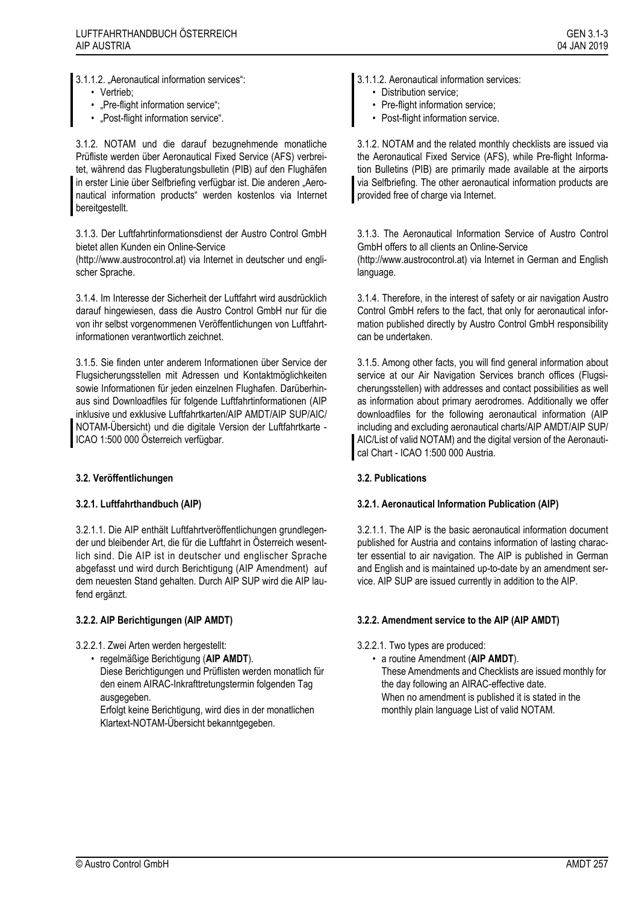3.1.1.2. „Aeronautical information services“:

- Vertrieb;
- „Pre-flight information service“;
- „Post-flight information service“.

3.1.2. NOTAM und die darauf bezugnehmende monatliche Prüfliste werden über Aeronautical Fixed Service (AFS) verbreitet, während das Flugberatungsbulletin (PIB) auf den Flughäfen in erster Linie über Selfbriefing verfügbar ist. Die anderen „Aeronautical information products“ werden kostenlos via Internet bereitgestellt.

3.1.3. Der Luftfahrtinformationsdienst der Austro Control GmbH bietet allen Kunden ein Online-Service (http://www.austrocontrol.at) via Internet in deutscher und englischer Sprache.

3.1.4. Im Interesse der Sicherheit der Luftfahrt wird ausdrücklich darauf hingewiesen, dass die Austro Control GmbH nur für die von ihr selbst vorgenommenen Veröffentlichungen von Luftfahrtinformationen verantwortlich zeichnet.

3.1.5. Sie finden unter anderem Informationen über Service der Flugsicherungsstellen mit Adressen und Kontaktmöglichkeiten sowie Informationen für jeden einzelnen Flughafen. Darüberhinaus sind Downloadfiles für folgende Luftfahrtinformationen (AIP inklusive und exklusive Luftfahrtkarten/AIP AMDT/AIP SUP/AIC/ NOTAM-Übersicht) und die digitale Version der Luftfahrtkarte - ICAO 1:500 000 Österreich verfügbar.

**3.2. Veröffentlichungen**

**3.2.1. Luftfahrthandbuch (AIP)**

3.2.1.1. Die AIP enthält Luftfahrtveröffentlichungen grundlegender und bleibender Art, die für die Luftfahrt in Österreich wesentlich sind. Die AIP ist in deutscher und englischer Sprache abgefasst und wird durch Berichtigung (AIP Amendment) auf dem neuesten Stand gehalten. Durch AIP SUP wird die AIP laufend ergänzt.

**3.2.2. AIP Berichtigungen (AIP AMDT)**

3.2.2.1. Zwei Arten werden hergestellt:

- regelmäßige Berichtigung (**AIP AMDT**).
  Diese Berichtigungen und Prüflisten werden monatlich für den einem AIRAC-Inkrafttretungstermin folgenden Tag ausgegeben.
  Erfolgt keine Berichtigung, wird dies in der monatlichen Klartext-NOTAM-Übersicht bekanntgegeben.

3.1.1.2. Aeronautical information services:

- Distribution service;
- Pre-flight information service;
- Post-flight information service.

3.1.2. NOTAM and the related monthly checklists are issued via the Aeronautical Fixed Service (AFS), while Pre-flight Information Bulletins (PIB) are primarily made available at the airports via Selfbriefing. The other aeronautical information products are provided free of charge via Internet.

3.1.3. The Aeronautical Information Service of Austro Control GmbH offers to all clients an Online-Service (http://www.austrocontrol.at) via Internet in German and English language.

3.1.4. Therefore, in the interest of safety or air navigation Austro Control GmbH refers to the fact, that only for aeronautical information published directly by Austro Control GmbH responsibility can be undertaken.

3.1.5. Among other facts, you will find general information about service at our Air Navigation Services branch offices (Flugsicherungsstellen) with addresses and contact possibilities as well as information about primary aerodromes. Additionally we offer downloadfiles for the following aeronautical information (AIP including and excluding aeronautical charts/AIP AMDT/AIP SUP/ AIC/List of valid NOTAM) and the digital version of the Aeronautical Chart - ICAO 1:500 000 Austria.

**3.2. Publications**

**3.2.1. Aeronautical Information Publication (AIP)**

3.2.1.1. The AIP is the basic aeronautical information document published for Austria and contains information of lasting character essential to air navigation. The AIP is published in German and English and is maintained up-to-date by an amendment service. AIP SUP are issued currently in addition to the AIP.

**3.2.2. Amendment service to the AIP (AIP AMDT)**

3.2.2.1. Two types are produced:

- a routine Amendment (**AIP AMDT**).
  These Amendments and Checklists are issued monthly for the day following an AIRAC-effective date.
  When no amendment is published it is stated in the monthly plain language List of valid NOTAM.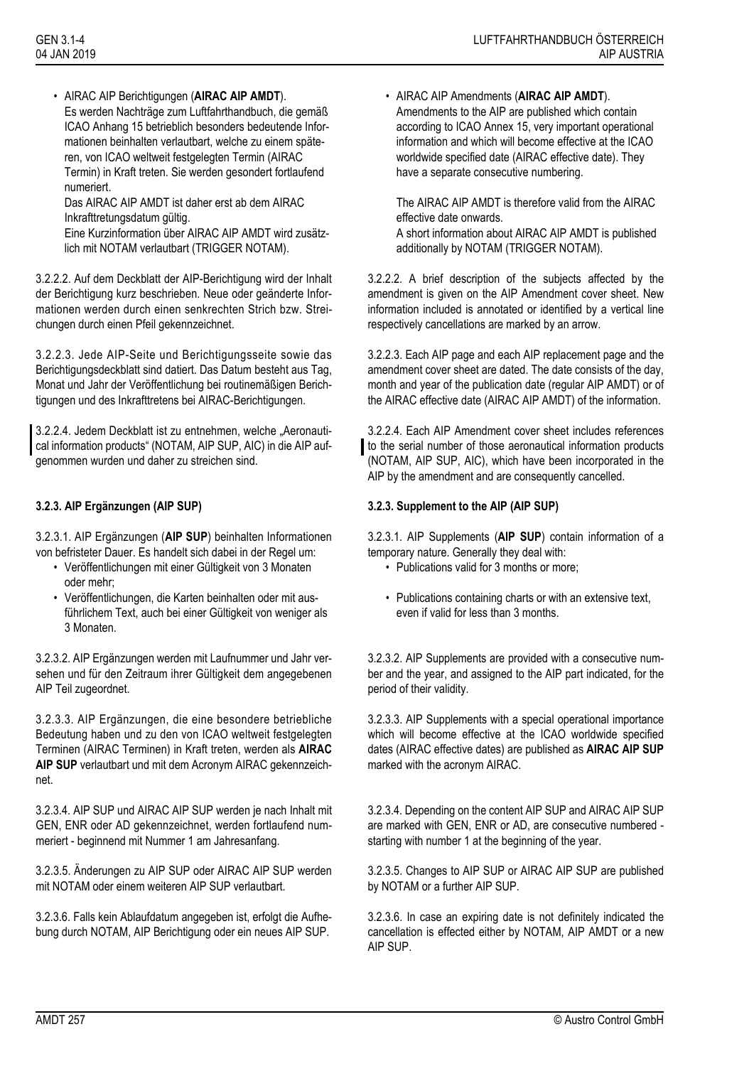- AIRAC AIP Berichtigungen (**AIRAC AIP AMDT**).
  Es werden Nachträge zum Luftfahrthandbuch, die gemäß ICAO Anhang 15 betrieblich besonders bedeutende Informationen beinhalten verlautbart, welche zu einem späteren, von ICAO weltweit festgelegten Termin (AIRAC Termin) in Kraft treten. Sie werden gesondert fortlaufend numeriert.
  Das AIRAC AIP AMDT ist daher erst ab dem AIRAC Inkrafttretungsdatum gültig.
  Eine Kurzinformation über AIRAC AIP AMDT wird zusätzlich mit NOTAM verlautbart (TRIGGER NOTAM).

3.2.2.2. Auf dem Deckblatt der AIP-Berichtigung wird der Inhalt der Berichtigung kurz beschrieben. Neue oder geänderte Informationen werden durch einen senkrechten Strich bzw. Streichungen durch einen Pfeil gekennzeichnet.

3.2.2.3. Jede AIP-Seite und Berichtigungsseite sowie das Berichtigungsdeckblatt sind datiert. Das Datum besteht aus Tag, Monat und Jahr der Veröffentlichung bei routinemäßigen Berichtigungen und des Inkrafttretens bei AIRAC-Berichtigungen.

3.2.2.4. Jedem Deckblatt ist zu entnehmen, welche „Aeronautical information products“ (NOTAM, AIP SUP, AIC) in die AIP aufgenommen wurden und daher zu streichen sind.

### 3.2.3. AIP Ergänzungen (AIP SUP)

3.2.3.1. AIP Ergänzungen (**AIP SUP**) beinhalten Informationen von befristeter Dauer. Es handelt sich dabei in der Regel um:

- Veröffentlichungen mit einer Gültigkeit von 3 Monaten oder mehr;
- Veröffentlichungen, die Karten beinhalten oder mit ausführlichem Text, auch bei einer Gültigkeit von weniger als 3 Monaten.

3.2.3.2. AIP Ergänzungen werden mit Laufnummer und Jahr versehen und für den Zeitraum ihrer Gültigkeit dem angegebenen AIP Teil zugeordnet.

3.2.3.3. AIP Ergänzungen, die eine besondere betriebliche Bedeutung haben und zu den von ICAO weltweit festgelegten Terminen (AIRAC Terminen) in Kraft treten, werden als **AIRAC AIP SUP** verlautbart und mit dem Acronym AIRAC gekennzeichnet.

3.2.3.4. AIP SUP und AIRAC AIP SUP werden je nach Inhalt mit GEN, ENR oder AD gekennzeichnet, werden fortlaufend nummeriert - beginnend mit Nummer 1 am Jahresanfang.

3.2.3.5. Änderungen zu AIP SUP oder AIRAC AIP SUP werden mit NOTAM oder einem weiteren AIP SUP verlautbart.

3.2.3.6. Falls kein Ablaufdatum angegeben ist, erfolgt die Aufhebung durch NOTAM, AIP Berichtigung oder ein neues AIP SUP.

- AIRAC AIP Amendments (**AIRAC AIP AMDT**).
  Amendments to the AIP are published which contain according to ICAO Annex 15, very important operational information and which will become effective at the ICAO worldwide specified date (AIRAC effective date). They have a separate consecutive numbering.

  The AIRAC AIP AMDT is therefore valid from the AIRAC effective date onwards.
  A short information about AIRAC AIP AMDT is published additionally by NOTAM (TRIGGER NOTAM).

3.2.2.2. A brief description of the subjects affected by the amendment is given on the AIP Amendment cover sheet. New information included is annotated or identified by a vertical line respectively cancellations are marked by an arrow.

3.2.2.3. Each AIP page and each AIP replacement page and the amendment cover sheet are dated. The date consists of the day, month and year of the publication date (regular AIP AMDT) or of the AIRAC effective date (AIRAC AIP AMDT) of the information.

3.2.2.4. Each AIP Amendment cover sheet includes references to the serial number of those aeronautical information products (NOTAM, AIP SUP, AIC), which have been incorporated in the AIP by the amendment and are consequently cancelled.

### 3.2.3. Supplement to the AIP (AIP SUP)

3.2.3.1. AIP Supplements (**AIP SUP**) contain information of a temporary nature. Generally they deal with:

- Publications valid for 3 months or more;
- Publications containing charts or with an extensive text, even if valid for less than 3 months.

3.2.3.2. AIP Supplements are provided with a consecutive number and the year, and assigned to the AIP part indicated, for the period of their validity.

3.2.3.3. AIP Supplements with a special operational importance which will become effective at the ICAO worldwide specified dates (AIRAC effective dates) are published as **AIRAC AIP SUP** marked with the acronym AIRAC.

3.2.3.4. Depending on the content AIP SUP and AIRAC AIP SUP are marked with GEN, ENR or AD, are consecutive numbered - starting with number 1 at the beginning of the year.

3.2.3.5. Changes to AIP SUP or AIRAC AIP SUP are published by NOTAM or a further AIP SUP.

3.2.3.6. In case an expiring date is not definitely indicated the cancellation is effected either by NOTAM, AIP AMDT or a new AIP SUP.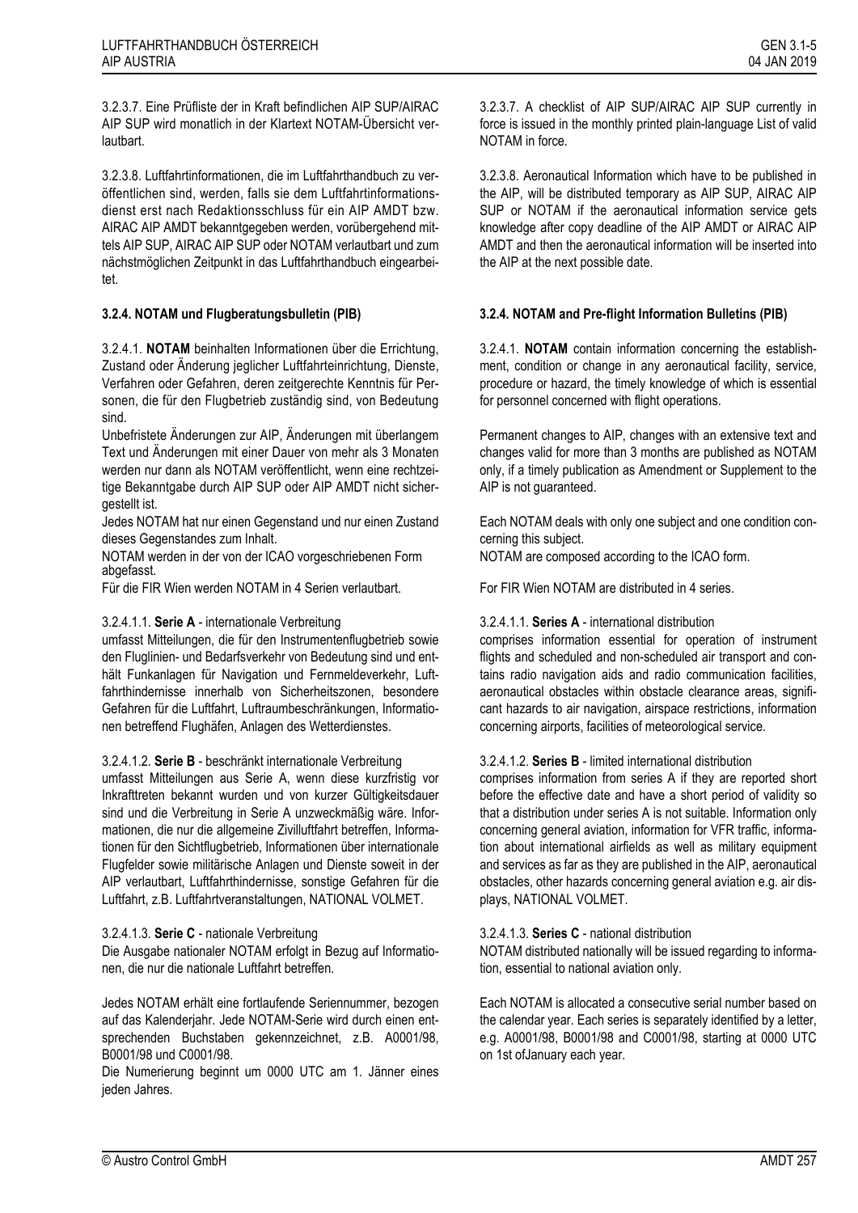3.2.3.7. Eine Prüfliste der in Kraft befindlichen AIP SUP/AIRAC AIP SUP wird monatlich in der Klartext NOTAM-Übersicht verlautbart.

3.2.3.8. Luftfahrtinformationen, die im Luftfahrthandbuch zu veröffentlichen sind, werden, falls sie dem Luftfahrtinformationsdienst erst nach Redaktionsschluss für ein AIP AMDT bzw. AIRAC AIP AMDT bekanntgegeben werden, vorübergehend mittels AIP SUP, AIRAC AIP SUP oder NOTAM verlautbart und zum nächstmöglichen Zeitpunkt in das Luftfahrthandbuch eingearbeitet.

### 3.2.4. NOTAM und Flugberatungsbulletin (PIB)

3.2.4.1. **NOTAM** beinhalten Informationen über die Errichtung, Zustand oder Änderung jeglicher Luftfahrteinrichtung, Dienste, Verfahren oder Gefahren, deren zeitgerechte Kenntnis für Personen, die für den Flugbetrieb zuständig sind, von Bedeutung sind.

Unbefristete Änderungen zur AIP, Änderungen mit überlangem Text und Änderungen mit einer Dauer von mehr als 3 Monaten werden nur dann als NOTAM veröffentlicht, wenn eine rechtzeitige Bekanntgabe durch AIP SUP oder AIP AMDT nicht sichergestellt ist.

Jedes NOTAM hat nur einen Gegenstand und nur einen Zustand dieses Gegenstandes zum Inhalt.

NOTAM werden in der von der ICAO vorgeschriebenen Form abgefasst.

Für die FIR Wien werden NOTAM in 4 Serien verlautbart.

3.2.4.1.1. **Serie A** - internationale Verbreitung
umfasst Mitteilungen, die für den Instrumentenflugbetrieb sowie den Fluglinien- und Bedarfsverkehr von Bedeutung sind und enthält Funkanlagen für Navigation und Fernmeldeverkehr, Luftfahrthindernisse innerhalb von Sicherheitszonen, besondere Gefahren für die Luftfahrt, Luftraumbeschränkungen, Informationen betreffend Flughäfen, Anlagen des Wetterdienstes.

3.2.4.1.2. **Serie B** - beschränkt internationale Verbreitung
umfasst Mitteilungen aus Serie A, wenn diese kurzfristig vor Inkrafttreten bekannt wurden und von kurzer Gültigkeitsdauer sind und die Verbreitung in Serie A unzweckmäßig wäre. Informationen, die nur die allgemeine Zivilluftfahrt betreffen, Informationen für den Sichtflugbetrieb, Informationen über internationale Flugfelder sowie militärische Anlagen und Dienste soweit in der AIP verlautbart, Luftfahrthindernisse, sonstige Gefahren für die Luftfahrt, z.B. Luftfahrtveranstaltungen, NATIONAL VOLMET.

3.2.4.1.3. **Serie C** - nationale Verbreitung
Die Ausgabe nationaler NOTAM erfolgt in Bezug auf Informationen, die nur die nationale Luftfahrt betreffen.

Jedes NOTAM erhält eine fortlaufende Seriennummer, bezogen auf das Kalenderjahr. Jede NOTAM-Serie wird durch einen entsprechenden Buchstaben gekennzeichnet, z.B. A0001/98, B0001/98 und C0001/98.

Die Numerierung beginnt um 0000 UTC am 1. Jänner eines jeden Jahres.

3.2.3.7. A checklist of AIP SUP/AIRAC AIP SUP currently in force is issued in the monthly printed plain-language List of valid NOTAM in force.

3.2.3.8. Aeronautical Information which have to be published in the AIP, will be distributed temporary as AIP SUP, AIRAC AIP SUP or NOTAM if the aeronautical information service gets knowledge after copy deadline of the AIP AMDT or AIRAC AIP AMDT and then the aeronautical information will be inserted into the AIP at the next possible date.

### 3.2.4. NOTAM and Pre-flight Information Bulletins (PIB)

3.2.4.1. **NOTAM** contain information concerning the establishment, condition or change in any aeronautical facility, service, procedure or hazard, the timely knowledge of which is essential for personnel concerned with flight operations.

Permanent changes to AIP, changes with an extensive text and changes valid for more than 3 months are published as NOTAM only, if a timely publication as Amendment or Supplement to the AIP is not guaranteed.

Each NOTAM deals with only one subject and one condition concerning this subject.

NOTAM are composed according to the ICAO form.

For FIR Wien NOTAM are distributed in 4 series.

3.2.4.1.1. **Series A** - international distribution
comprises information essential for operation of instrument flights and scheduled and non-scheduled air transport and contains radio navigation aids and radio communication facilities, aeronautical obstacles within obstacle clearance areas, significant hazards to air navigation, airspace restrictions, information concerning airports, facilities of meteorological service.

3.2.4.1.2. **Series B** - limited international distribution
comprises information from series A if they are reported short before the effective date and have a short period of validity so that a distribution under series A is not suitable. Information only concerning general aviation, information for VFR traffic, information about international airfields as well as military equipment and services as far as they are published in the AIP, aeronautical obstacles, other hazards concerning general aviation e.g. air displays, NATIONAL VOLMET.

3.2.4.1.3. **Series C** - national distribution
NOTAM distributed nationally will be issued regarding to information, essential to national aviation only.

Each NOTAM is allocated a consecutive serial number based on the calendar year. Each series is separately identified by a letter, e.g. A0001/98, B0001/98 and C0001/98, starting at 0000 UTC on 1st ofJanuary each year.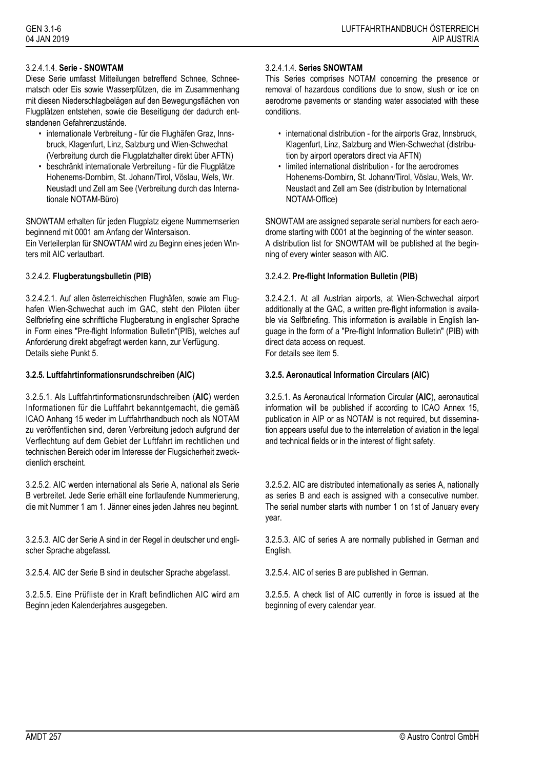3.2.4.1.4. **Serie - SNOWTAM**

Diese Serie umfasst Mitteilungen betreffend Schnee, Schneematsch oder Eis sowie Wasserpfützen, die im Zusammenhang mit diesen Niederschlagbelägen auf den Bewegungsflächen von Flugplätzen entstehen, sowie die Beseitigung der dadurch entstandenen Gefahrenzustände.

- internationale Verbreitung - für die Flughäfen Graz, Innsbruck, Klagenfurt, Linz, Salzburg und Wien-Schwechat (Verbreitung durch die Flugplatzhalter direkt über AFTN)
- beschränkt internationale Verbreitung - für die Flugplätze Hohenems-Dornbirn, St. Johann/Tirol, Vöslau, Wels, Wr. Neustadt und Zell am See (Verbreitung durch das Internationale NOTAM-Büro)

SNOWTAM erhalten für jeden Flugplatz eigene Nummernserien beginnend mit 0001 am Anfang der Wintersaison.
Ein Verteilerplan für SNOWTAM wird zu Beginn eines jeden Winters mit AIC verlautbart.

3.2.4.1.4. **Series SNOWTAM**

This Series comprises NOTAM concerning the presence or removal of hazardous conditions due to snow, slush or ice on aerodrome pavements or standing water associated with these conditions.

- international distribution - for the airports Graz, Innsbruck, Klagenfurt, Linz, Salzburg and Wien-Schwechat (distribution by airport operators direct via AFTN)
- limited international distribution - for the aerodromes Hohenems-Dornbirn, St. Johann/Tirol, Vöslau, Wels, Wr. Neustadt and Zell am See (distribution by International NOTAM-Office)

SNOWTAM are assigned separate serial numbers for each aerodrome starting with 0001 at the beginning of the winter season.
A distribution list for SNOWTAM will be published at the beginning of every winter season with AIC.

3.2.4.2. **Flugberatungsbulletin (PIB)**

3.2.4.2.1. Auf allen österreichischen Flughäfen, sowie am Flughafen Wien-Schwechat auch im GAC, steht den Piloten über Selfbriefing eine schriftliche Flugberatung in englischer Sprache in Form eines "Pre-flight Information Bulletin"(PIB), welches auf Anforderung direkt abgefragt werden kann, zur Verfügung.
Details siehe Punkt 5.

3.2.4.2. **Pre-flight Information Bulletin (PIB)**

3.2.4.2.1. At all Austrian airports, at Wien-Schwechat airport additionally at the GAC, a written pre-flight information is available via Selfbriefing. This information is available in English language in the form of a "Pre-flight Information Bulletin" (PIB) with direct data access on request.
For details see item 5.

**3.2.5. Luftfahrtinformationsrundschreiben (AIC)**

3.2.5.1. Als Luftfahrtinformationsrundschreiben (**AIC**) werden Informationen für die Luftfahrt bekanntgemacht, die gemäß ICAO Anhang 15 weder im Luftfahrthandbuch noch als NOTAM zu veröffentlichen sind, deren Verbreitung jedoch aufgrund der Verflechtung auf dem Gebiet der Luftfahrt im rechtlichen und technischen Bereich oder im Interesse der Flugsicherheit zweckdienlich erscheint.

3.2.5.2. AIC werden international als Serie A, national als Serie B verbreitet. Jede Serie erhält eine fortlaufende Nummerierung, die mit Nummer 1 am 1. Jänner eines jeden Jahres neu beginnt.

3.2.5.3. AIC der Serie A sind in der Regel in deutscher und englischer Sprache abgefasst.

3.2.5.4. AIC der Serie B sind in deutscher Sprache abgefasst.

3.2.5.5. Eine Prüfliste der in Kraft befindlichen AIC wird am Beginn jeden Kalenderjahres ausgegeben.

**3.2.5. Aeronautical Information Circulars (AIC)**

3.2.5.1. As Aeronautical Information Circular **(AIC)**, aeronautical information will be published if according to ICAO Annex 15, publication in AIP or as NOTAM is not required, but dissemination appears useful due to the interrelation of aviation in the legal and technical fields or in the interest of flight safety.

3.2.5.2. AIC are distributed internationally as series A, nationally as series B and each is assigned with a consecutive number. The serial number starts with number 1 on 1st of January every year.

3.2.5.3. AIC of series A are normally published in German and English.

3.2.5.4. AIC of series B are published in German.

3.2.5.5. A check list of AIC currently in force is issued at the beginning of every calendar year.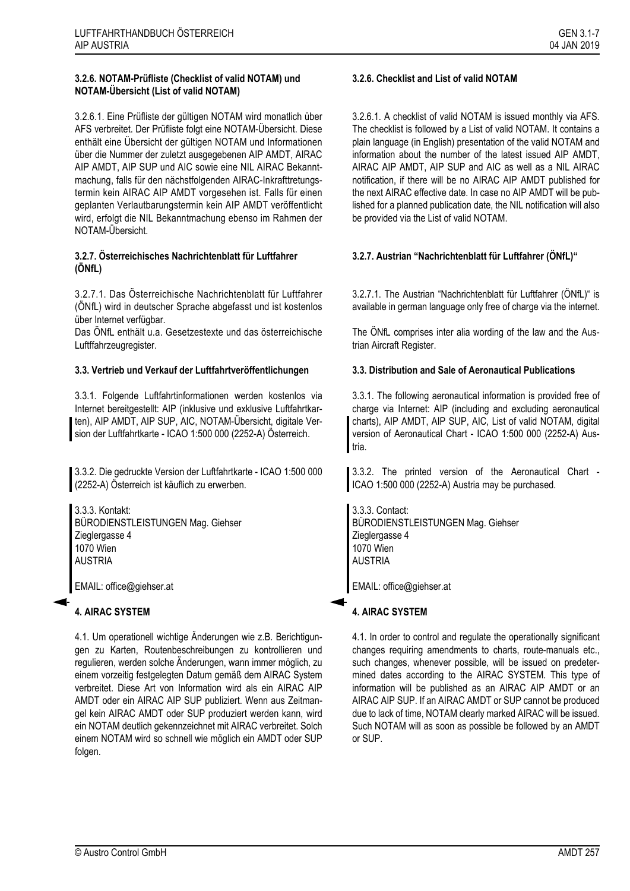### 3.2.6. NOTAM-Prüfliste (Checklist of valid NOTAM) und NOTAM-Übersicht (List of valid NOTAM)

3.2.6.1. Eine Prüfliste der gültigen NOTAM wird monatlich über AFS verbreitet. Der Prüfliste folgt eine NOTAM-Übersicht. Diese enthält eine Übersicht der gültigen NOTAM und Informationen über die Nummer der zuletzt ausgegebenen AIP AMDT, AIRAC AIP AMDT, AIP SUP und AIC sowie eine NIL AIRAC Bekanntmachung, falls für den nächstfolgenden AIRAC-Inkrafttretungstermin kein AIRAC AIP AMDT vorgesehen ist. Falls für einen geplanten Verlautbarungstermin kein AIP AMDT veröffentlicht wird, erfolgt die NIL Bekanntmachung ebenso im Rahmen der NOTAM-Übersicht.

### 3.2.7. Österreichisches Nachrichtenblatt für Luftfahrer (ÖNfL)

3.2.7.1. Das Österreichische Nachrichtenblatt für Luftfahrer (ÖNfL) wird in deutscher Sprache abgefasst und ist kostenlos über Internet verfügbar.
Das ÖNfL enthält u.a. Gesetzestexte und das österreichische Luftfahrzeugregister.

### 3.3. Vertrieb und Verkauf der Luftfahrtveröffentlichungen

3.3.1. Folgende Luftfahrtinformationen werden kostenlos via Internet bereitgestellt: AIP (inklusive und exklusive Luftfahrtkarten), AIP AMDT, AIP SUP, AIC, NOTAM-Übersicht, digitale Version der Luftfahrtkarte - ICAO 1:500 000 (2252-A) Österreich.

3.3.2. Die gedruckte Version der Luftfahrtkarte - ICAO 1:500 000 (2252-A) Österreich ist käuflich zu erwerben.

3.3.3. Kontakt:
BÜRODIENSTLEISTUNGEN Mag. Giehser
Zieglergasse 4
1070 Wien
AUSTRIA

EMAIL: office@giehser.at

## 4. AIRAC SYSTEM

4.1. Um operationell wichtige Änderungen wie z.B. Berichtigungen zu Karten, Routenbeschreibungen zu kontrollieren und regulieren, werden solche Änderungen, wann immer möglich, zu einem vorzeitig festgelegten Datum gemäß dem AIRAC System verbreitet. Diese Art von Information wird als ein AIRAC AIP AMDT oder ein AIRAC AIP SUP publiziert. Wenn aus Zeitmangel kein AIRAC AMDT oder SUP produziert werden kann, wird ein NOTAM deutlich gekennzeichnet mit AIRAC verbreitet. Solch einem NOTAM wird so schnell wie möglich ein AMDT oder SUP folgen.

### 3.2.6. Checklist and List of valid NOTAM

3.2.6.1. A checklist of valid NOTAM is issued monthly via AFS. The checklist is followed by a List of valid NOTAM. It contains a plain language (in English) presentation of the valid NOTAM and information about the number of the latest issued AIP AMDT, AIRAC AIP AMDT, AIP SUP and AIC as well as a NIL AIRAC notification, if there will be no AIRAC AIP AMDT published for the next AIRAC effective date. In case no AIP AMDT will be published for a planned publication date, the NIL notification will also be provided via the List of valid NOTAM.

### 3.2.7. Austrian “Nachrichtenblatt für Luftfahrer (ÖNfL)“

3.2.7.1. The Austrian “Nachrichtenblatt für Luftfahrer (ÖNfL)“ is available in german language only free of charge via the internet.

The ÖNfL comprises inter alia wording of the law and the Austrian Aircraft Register.

### 3.3. Distribution and Sale of Aeronautical Publications

3.3.1. The following aeronautical information is provided free of charge via Internet: AIP (including and excluding aeronautical charts), AIP AMDT, AIP SUP, AIC, List of valid NOTAM, digital version of Aeronautical Chart - ICAO 1:500 000 (2252-A) Austria.

3.3.2. The printed version of the Aeronautical Chart - ICAO 1:500 000 (2252-A) Austria may be purchased.

3.3.3. Contact:
BÜRODIENSTLEISTUNGEN Mag. Giehser
Zieglergasse 4
1070 Wien
AUSTRIA

EMAIL: office@giehser.at

## 4. AIRAC SYSTEM

4.1. In order to control and regulate the operationally significant changes requiring amendments to charts, route-manuals etc., such changes, whenever possible, will be issued on predetermined dates according to the AIRAC SYSTEM. This type of information will be published as an AIRAC AIP AMDT or an AIRAC AIP SUP. If an AIRAC AMDT or SUP cannot be produced due to lack of time, NOTAM clearly marked AIRAC will be issued. Such NOTAM will as soon as possible be followed by an AMDT or SUP.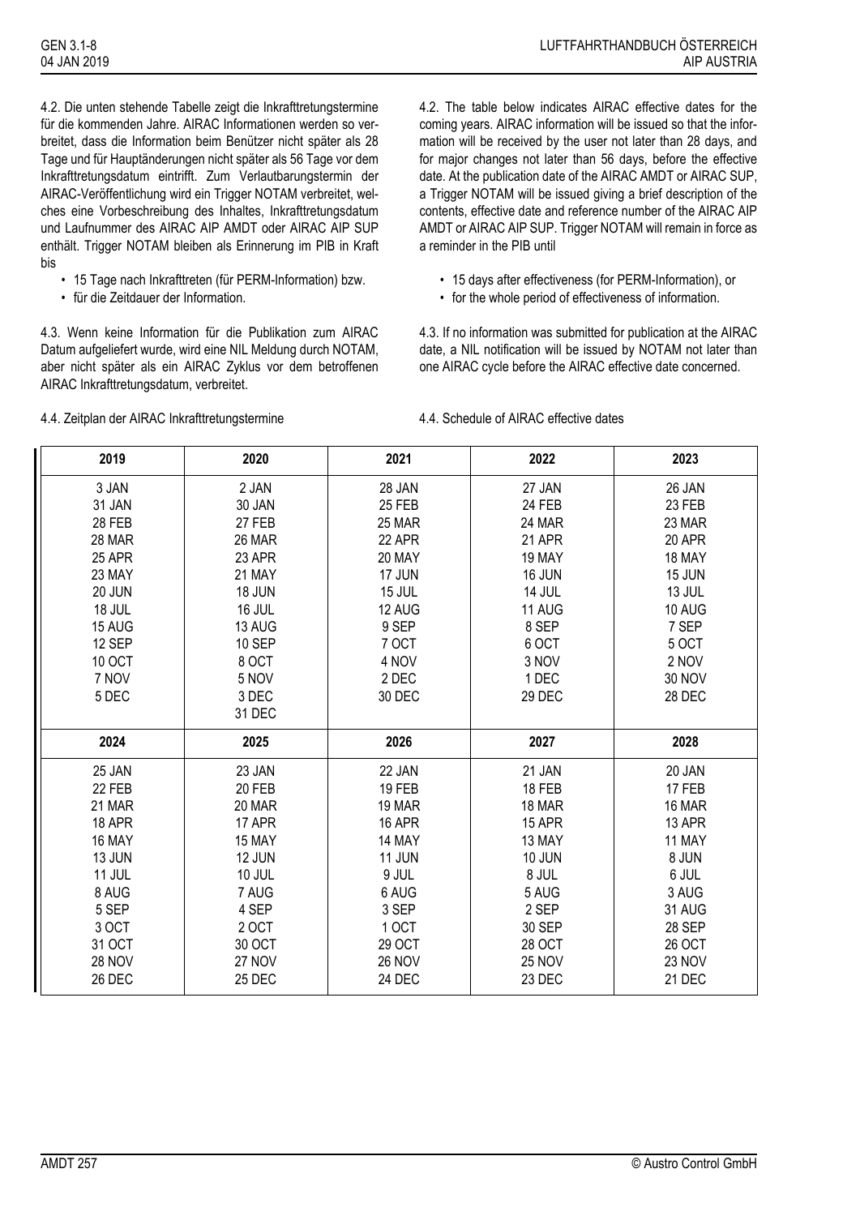4.2. Die unten stehende Tabelle zeigt die Inkrafttretungstermine für die kommenden Jahre. AIRAC Informationen werden so verbreitet, dass die Information beim Benützer nicht später als 28 Tage und für Hauptänderungen nicht später als 56 Tage vor dem Inkrafttretungsdatum eintrifft. Zum Verlautbarungstermin der AIRAC-Veröffentlichung wird ein Trigger NOTAM verbreitet, welches eine Vorbeschreibung des Inhaltes, Inkrafttretungsdatum und Laufnummer des AIRAC AIP AMDT oder AIRAC AIP SUP enthält. Trigger NOTAM bleiben als Erinnerung im PIB in Kraft bis

- 15 Tage nach Inkrafttreten (für PERM-Information) bzw.
- für die Zeitdauer der Information.

4.3. Wenn keine Information für die Publikation zum AIRAC Datum aufgeliefert wurde, wird eine NIL Meldung durch NOTAM, aber nicht später als ein AIRAC Zyklus vor dem betroffenen AIRAC Inkrafttretungsdatum, verbreitet.

4.4. Zeitplan der AIRAC Inkrafttretungstermine

4.2. The table below indicates AIRAC effective dates for the coming years. AIRAC information will be issued so that the information will be received by the user not later than 28 days, and for major changes not later than 56 days, before the effective date. At the publication date of the AIRAC AMDT or AIRAC SUP, a Trigger NOTAM will be issued giving a brief description of the contents, effective date and reference number of the AIRAC AIP AMDT or AIRAC AIP SUP. Trigger NOTAM will remain in force as a reminder in the PIB until

- 15 days after effectiveness (for PERM-Information), or
- for the whole period of effectiveness of information.

4.3. If no information was submitted for publication at the AIRAC date, a NIL notification will be issued by NOTAM not later than one AIRAC cycle before the AIRAC effective date concerned.

4.4. Schedule of AIRAC effective dates

| 2019 | 2020 | 2021 | 2022 | 2023 |
|---|---|---|---|---|
| 3 JAN | 2 JAN | 28 JAN | 27 JAN | 26 JAN |
| 31 JAN | 30 JAN | 25 FEB | 24 FEB | 23 FEB |
| 28 FEB | 27 FEB | 25 MAR | 24 MAR | 23 MAR |
| 28 MAR | 26 MAR | 22 APR | 21 APR | 20 APR |
| 25 APR | 23 APR | 20 MAY | 19 MAY | 18 MAY |
| 23 MAY | 21 MAY | 17 JUN | 16 JUN | 15 JUN |
| 20 JUN | 18 JUN | 15 JUL | 14 JUL | 13 JUL |
| 18 JUL | 16 JUL | 12 AUG | 11 AUG | 10 AUG |
| 15 AUG | 13 AUG | 9 SEP | 8 SEP | 7 SEP |
| 12 SEP | 10 SEP | 7 OCT | 6 OCT | 5 OCT |
| 10 OCT | 8 OCT | 4 NOV | 3 NOV | 2 NOV |
| 7 NOV | 5 NOV | 2 DEC | 1 DEC | 30 NOV |
| 5 DEC | 3 DEC | 30 DEC | 29 DEC | 28 DEC |
| | 31 DEC | | | |
| **2024** | **2025** | **2026** | **2027** | **2028** |
| 25 JAN | 23 JAN | 22 JAN | 21 JAN | 20 JAN |
| 22 FEB | 20 FEB | 19 FEB | 18 FEB | 17 FEB |
| 21 MAR | 20 MAR | 19 MAR | 18 MAR | 16 MAR |
| 18 APR | 17 APR | 16 APR | 15 APR | 13 APR |
| 16 MAY | 15 MAY | 14 MAY | 13 MAY | 11 MAY |
| 13 JUN | 12 JUN | 11 JUN | 10 JUN | 8 JUN |
| 11 JUL | 10 JUL | 9 JUL | 8 JUL | 6 JUL |
| 8 AUG | 7 AUG | 6 AUG | 5 AUG | 3 AUG |
| 5 SEP | 4 SEP | 3 SEP | 2 SEP | 31 AUG |
| 3 OCT | 2 OCT | 1 OCT | 30 SEP | 28 SEP |
| 31 OCT | 30 OCT | 29 OCT | 28 OCT | 26 OCT |
| 28 NOV | 27 NOV | 26 NOV | 25 NOV | 23 NOV |
| 26 DEC | 25 DEC | 24 DEC | 23 DEC | 21 DEC |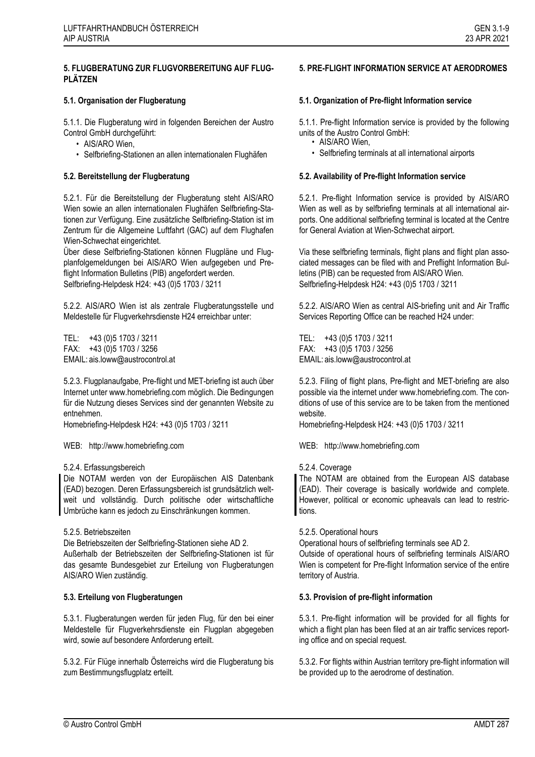## 5. FLUGBERATUNG ZUR FLUGVORBEREITUNG AUF FLUGPLÄTZEN

### 5.1. Organisation der Flugberatung

5.1.1. Die Flugberatung wird in folgenden Bereichen der Austro Control GmbH durchgeführt:

- AIS/ARO Wien,
- Selfbriefing-Stationen an allen internationalen Flughäfen

### 5.2. Bereitstellung der Flugberatung

5.2.1. Für die Bereitstellung der Flugberatung steht AIS/ARO Wien sowie an allen internationalen Flughäfen Selfbriefing-Stationen zur Verfügung. Eine zusätzliche Selfbriefing-Station ist im Zentrum für die Allgemeine Luftfahrt (GAC) auf dem Flughafen Wien-Schwechat eingerichtet.
Über diese Selfbriefing-Stationen können Flugpläne und Flugplanfolgemeldungen bei AIS/ARO Wien aufgegeben und Pre-flight Information Bulletins (PIB) angefordert werden.
Selfbriefing-Helpdesk H24: +43 (0)5 1703 / 3211

5.2.2. AIS/ARO Wien ist als zentrale Flugberatungsstelle und Meldestelle für Flugverkehrsdienste H24 erreichbar unter:

TEL: +43 (0)5 1703 / 3211
FAX: +43 (0)5 1703 / 3256
EMAIL: ais.loww@austrocontrol.at

5.2.3. Flugplanaufgabe, Pre-flight und MET-briefing ist auch über Internet unter www.homebriefing.com möglich. Die Bedingungen für die Nutzung dieses Services sind der genannten Website zu entnehmen.
Homebriefing-Helpdesk H24: +43 (0)5 1703 / 3211

WEB: http://www.homebriefing.com

5.2.4. Erfassungsbereich
Die NOTAM werden von der Europäischen AIS Datenbank (EAD) bezogen. Deren Erfassungsbereich ist grundsätzlich weltweit und vollständig. Durch politische oder wirtschaftliche Umbrüche kann es jedoch zu Einschränkungen kommen.

5.2.5. Betriebszeiten
Die Betriebszeiten der Selfbriefing-Stationen siehe AD 2.
Außerhalb der Betriebszeiten der Selfbriefing-Stationen ist für das gesamte Bundesgebiet zur Erteilung von Flugberatungen AIS/ARO Wien zuständig.

### 5.3. Erteilung von Flugberatungen

5.3.1. Flugberatungen werden für jeden Flug, für den bei einer Meldestelle für Flugverkehrsdienste ein Flugplan abgegeben wird, sowie auf besondere Anforderung erteilt.

5.3.2. Für Flüge innerhalb Österreichs wird die Flugberatung bis zum Bestimmungsflugplatz erteilt.

## 5. PRE-FLIGHT INFORMATION SERVICE AT AERODROMES

### 5.1. Organization of Pre-flight Information service

5.1.1. Pre-flight Information service is provided by the following units of the Austro Control GmbH:

- AIS/ARO Wien,
- Selfbriefing terminals at all international airports

### 5.2. Availability of Pre-flight Information service

5.2.1. Pre-flight Information service is provided by AIS/ARO Wien as well as by selfbriefing terminals at all international airports. One additional selfbriefing terminal is located at the Centre for General Aviation at Wien-Schwechat airport.

Via these selfbriefing terminals, flight plans and flight plan associated messages can be filed with and Preflight Information Bulletins (PIB) can be requested from AIS/ARO Wien.
Selfbriefing-Helpdesk H24: +43 (0)5 1703 / 3211

5.2.2. AIS/ARO Wien as central AIS-briefing unit and Air Traffic Services Reporting Office can be reached H24 under:

TEL: +43 (0)5 1703 / 3211
FAX: +43 (0)5 1703 / 3256
EMAIL: ais.loww@austrocontrol.at

5.2.3. Filing of flight plans, Pre-flight and MET-briefing are also possible via the internet under www.homebriefing.com. The conditions of use of this service are to be taken from the mentioned website.
Homebriefing-Helpdesk H24: +43 (0)5 1703 / 3211

WEB: http://www.homebriefing.com

5.2.4. Coverage
The NOTAM are obtained from the European AIS database (EAD). Their coverage is basically worldwide and complete. However, political or economic upheavals can lead to restrictions.

5.2.5. Operational hours
Operational hours of selfbriefing terminals see AD 2.
Outside of operational hours of selfbriefing terminals AIS/ARO Wien is competent for Pre-flight Information service of the entire territory of Austria.

### 5.3. Provision of pre-flight information

5.3.1. Pre-flight information will be provided for all flights for which a flight plan has been filed at an air traffic services reporting office and on special request.

5.3.2. For flights within Austrian territory pre-flight information will be provided up to the aerodrome of destination.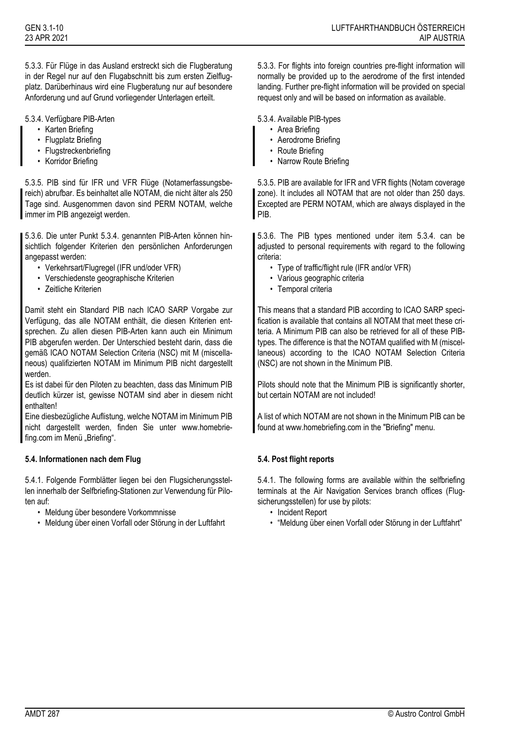5.3.3. Für Flüge in das Ausland erstreckt sich die Flugberatung in der Regel nur auf den Flugabschnitt bis zum ersten Zielflugplatz. Darüberhinaus wird eine Flugberatung nur auf besondere Anforderung und auf Grund vorliegender Unterlagen erteilt.

5.3.4. Verfügbare PIB-Arten

- Karten Briefing
- Flugplatz Briefing
- Flugstreckenbriefing
- Korridor Briefing

5.3.5. PIB sind für IFR und VFR Flüge (Notamerfassungsbereich) abrufbar. Es beinhaltet alle NOTAM, die nicht älter als 250 Tage sind. Ausgenommen davon sind PERM NOTAM, welche immer im PIB angezeigt werden.

5.3.6. Die unter Punkt 5.3.4. genannten PIB-Arten können hinsichtlich folgender Kriterien den persönlichen Anforderungen angepasst werden:

- Verkehrsart/Flugregel (IFR und/oder VFR)
- Verschiedenste geographische Kriterien
- Zeitliche Kriterien

Damit steht ein Standard PIB nach ICAO SARP Vorgabe zur Verfügung, das alle NOTAM enthält, die diesen Kriterien entsprechen. Zu allen diesen PIB-Arten kann auch ein Minimum PIB abgerufen werden. Der Unterschied besteht darin, dass die gemäß ICAO NOTAM Selection Criteria (NSC) mit M (miscellaneous) qualifizierten NOTAM im Minimum PIB nicht dargestellt werden.

Es ist dabei für den Piloten zu beachten, dass das Minimum PIB deutlich kürzer ist, gewisse NOTAM sind aber in diesem nicht enthalten!

Eine diesbezügliche Auflistung, welche NOTAM im Minimum PIB nicht dargestellt werden, finden Sie unter www.homebriefing.com im Menü „Briefing".

### 5.4. Informationen nach dem Flug

5.4.1. Folgende Formblätter liegen bei den Flugsicherungsstellen innerhalb der Selfbriefing-Stationen zur Verwendung für Piloten auf:

- Meldung über besondere Vorkommnisse
- Meldung über einen Vorfall oder Störung in der Luftfahrt

---

5.3.3. For flights into foreign countries pre-flight information will normally be provided up to the aerodrome of the first intended landing. Further pre-flight information will be provided on special request only and will be based on information as available.

5.3.4. Available PIB-types

- Area Briefing
- Aerodrome Briefing
- Route Briefing
- Narrow Route Briefing

5.3.5. PIB are available for IFR and VFR flights (Notam coverage zone). It includes all NOTAM that are not older than 250 days. Excepted are PERM NOTAM, which are always displayed in the PIB.

5.3.6. The PIB types mentioned under item 5.3.4. can be adjusted to personal requirements with regard to the following criteria:

- Type of traffic/flight rule (IFR and/or VFR)
- Various geographic criteria
- Temporal criteria

This means that a standard PIB according to ICAO SARP specification is available that contains all NOTAM that meet these criteria. A Minimum PIB can also be retrieved for all of these PIB-types. The difference is that the NOTAM qualified with M (miscellaneous) according to the ICAO NOTAM Selection Criteria (NSC) are not shown in the Minimum PIB.

Pilots should note that the Minimum PIB is significantly shorter, but certain NOTAM are not included!

A list of which NOTAM are not shown in the Minimum PIB can be found at www.homebriefing.com in the "Briefing" menu.

### 5.4. Post flight reports

5.4.1. The following forms are available within the selfbriefing terminals at the Air Navigation Services branch offices (Flugsicherungsstellen) for use by pilots:

- Incident Report
- "Meldung über einen Vorfall oder Störung in der Luftfahrt"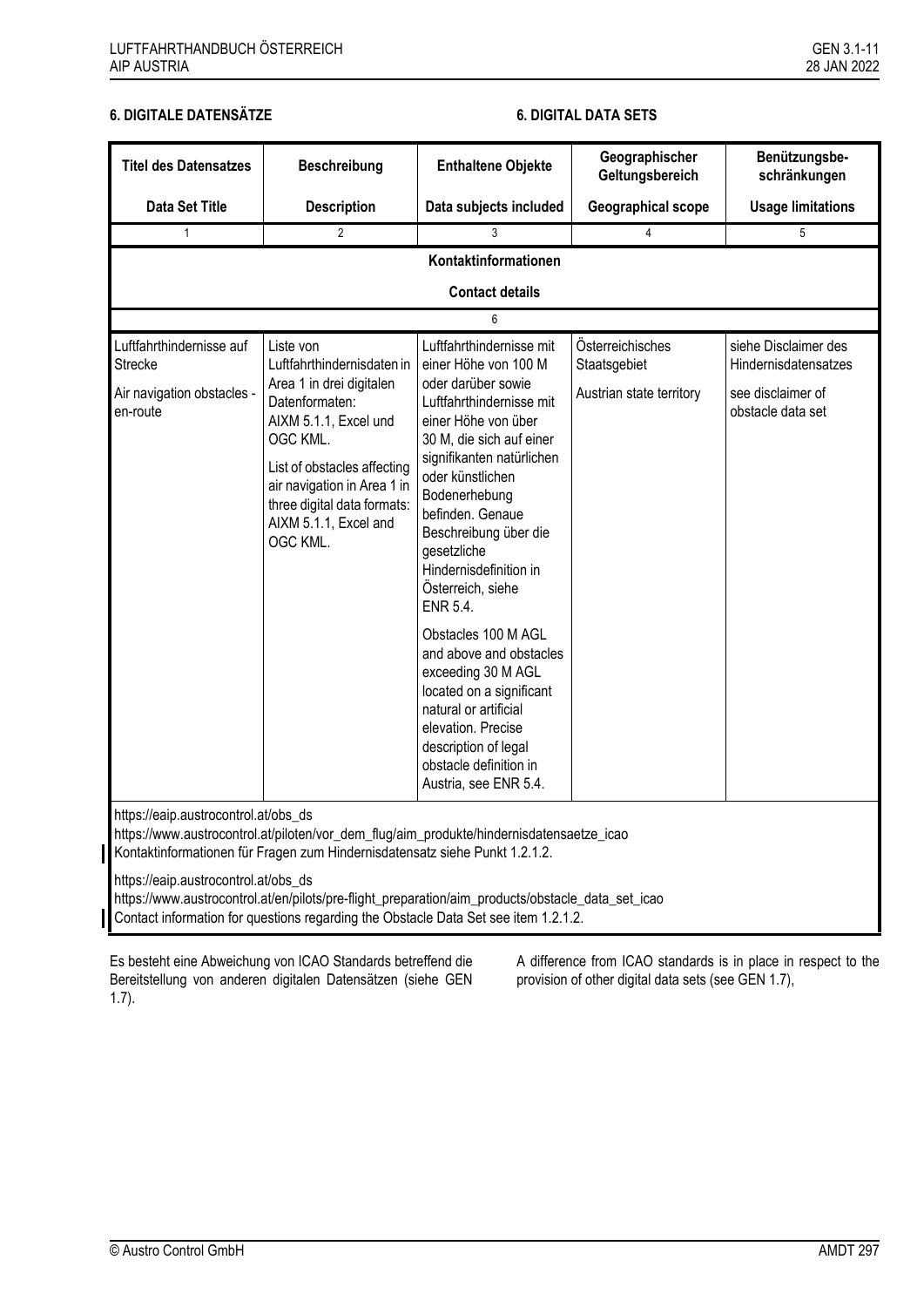## 6. DIGITALE DATENSÄTZE

## 6. DIGITAL DATA SETS

| Titel des Datensatzes<br>Data Set Title | Beschreibung<br>Description | Enthaltene Objekte<br>Data subjects included | Geographischer Geltungsbereich<br>Geographical scope | Benützungsbeschränkungen<br>Usage limitations |
|---|---|---|---|---|
| 1 | 2 | 3 | 4 | 5 |
| Luftfahrthindernisse auf Strecke<br><br>Air navigation obstacles - en-route | Liste von Luftfahrthindernisdaten in Area 1 in drei digitalen Datenformaten: AIXM 5.1.1, Excel und OGC KML.<br><br>List of obstacles affecting air navigation in Area 1 in three digital data formats: AIXM 5.1.1, Excel and OGC KML. | Luftfahrthindernisse mit einer Höhe von 100 M oder darüber sowie Luftfahrthindernisse mit einer Höhe von über 30 M, die sich auf einer signifikanten natürlichen oder künstlichen Bodenerhebung befinden. Genaue Beschreibung über die gesetzliche Hindernisdefinition in Österreich, siehe ENR 5.4.<br><br>Obstacles 100 M AGL and above and obstacles exceeding 30 M AGL located on a significant natural or artificial elevation. Precise description of legal obstacle definition in Austria, see ENR 5.4. | Österreichisches Staatsgebiet<br><br>Austrian state territory | siehe Disclaimer des Hindernisdatensatzes<br><br>see disclaimer of obstacle data set |

**Kontaktinformationen**

**Contact details**

6

https://eaip.austrocontrol.at/obs_ds
https://www.austrocontrol.at/piloten/vor_dem_flug/aim_produkte/hindernisdatensaetze_icao
Kontaktinformationen für Fragen zum Hindernisdatensatz siehe Punkt 1.2.1.2.

https://eaip.austrocontrol.at/obs_ds
https://www.austrocontrol.at/en/pilots/pre-flight_preparation/aim_products/obstacle_data_set_icao
Contact information for questions regarding the Obstacle Data Set see item 1.2.1.2.

Es besteht eine Abweichung von ICAO Standards betreffend die Bereitstellung von anderen digitalen Datensätzen (siehe GEN 1.7).

A difference from ICAO standards is in place in respect to the provision of other digital data sets (see GEN 1.7),